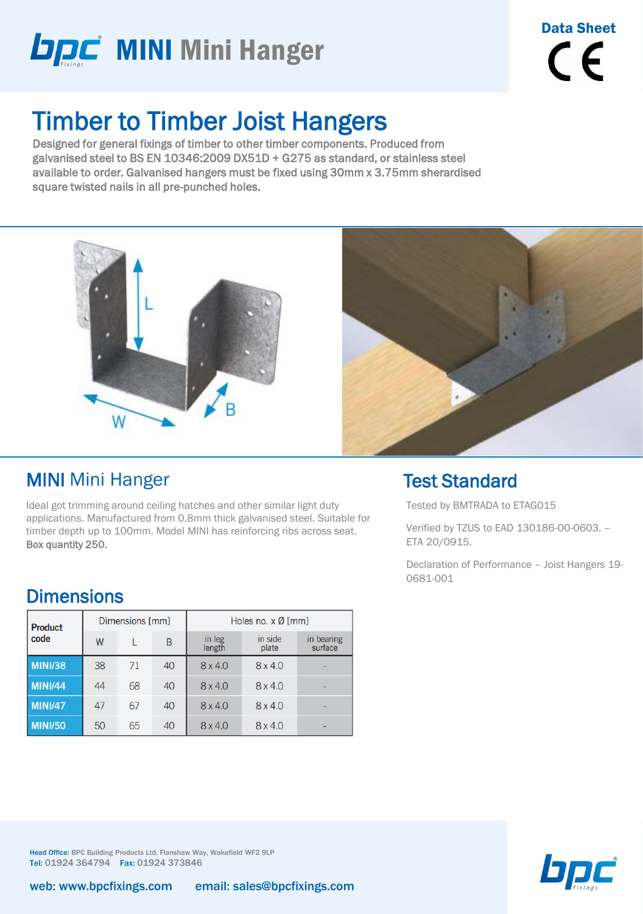# MINI Mini Hanger

Data Sheet

CE

## Timber to Timber Joist Hangers

Designed for general fixings of timber to other timber components. Produced from galvanised steel to BS EN 10346:2009 DX51D + G275 as standard, or stainless steel available to order. Galvanised hangers must be fixed using 30mm x 3.75mm sherardised square twisted nails in all pre-punched holes.

## MINI Mini Hanger

Ideal got trimming around ceiling hatches and other similar light duty applications. Manufactured from 0.8mm thick galvanised steel. Suitable for timber depth up to 100mm. Model MINI has reinforcing ribs across seat.
**Box quantity 250.**

## Dimensions

| Product code | Dimensions [mm] | | | Holes no. x Ø [mm] | | |
|---|---|---|---|---|---|---|
| | W | L | B | in leg length | in side plate | in bearing surface |
| MINI/38 | 38 | 71 | 40 | 8 x 4.0 | 8 x 4.0 | - |
| MINI/44 | 44 | 68 | 40 | 8 x 4.0 | 8 x 4.0 | - |
| MINI/47 | 47 | 67 | 40 | 8 x 4.0 | 8 x 4.0 | - |
| MINI/50 | 50 | 65 | 40 | 8 x 4.0 | 8 x 4.0 | - |

## Test Standard

Tested by BMTRADA to ETAG015

Verified by TZUS to EAD 130186-00-0603. – ETA 20/0915.

Declaration of Performance – Joist Hangers 19-0681-001

**Head Office:** BPC Building Products Ltd, Flanshaw Way, Wakefield WF2 9LP
**Tel:** 01924 364794 **Fax:** 01924 373846

web: www.bpcfixings.com email: sales@bpcfixings.com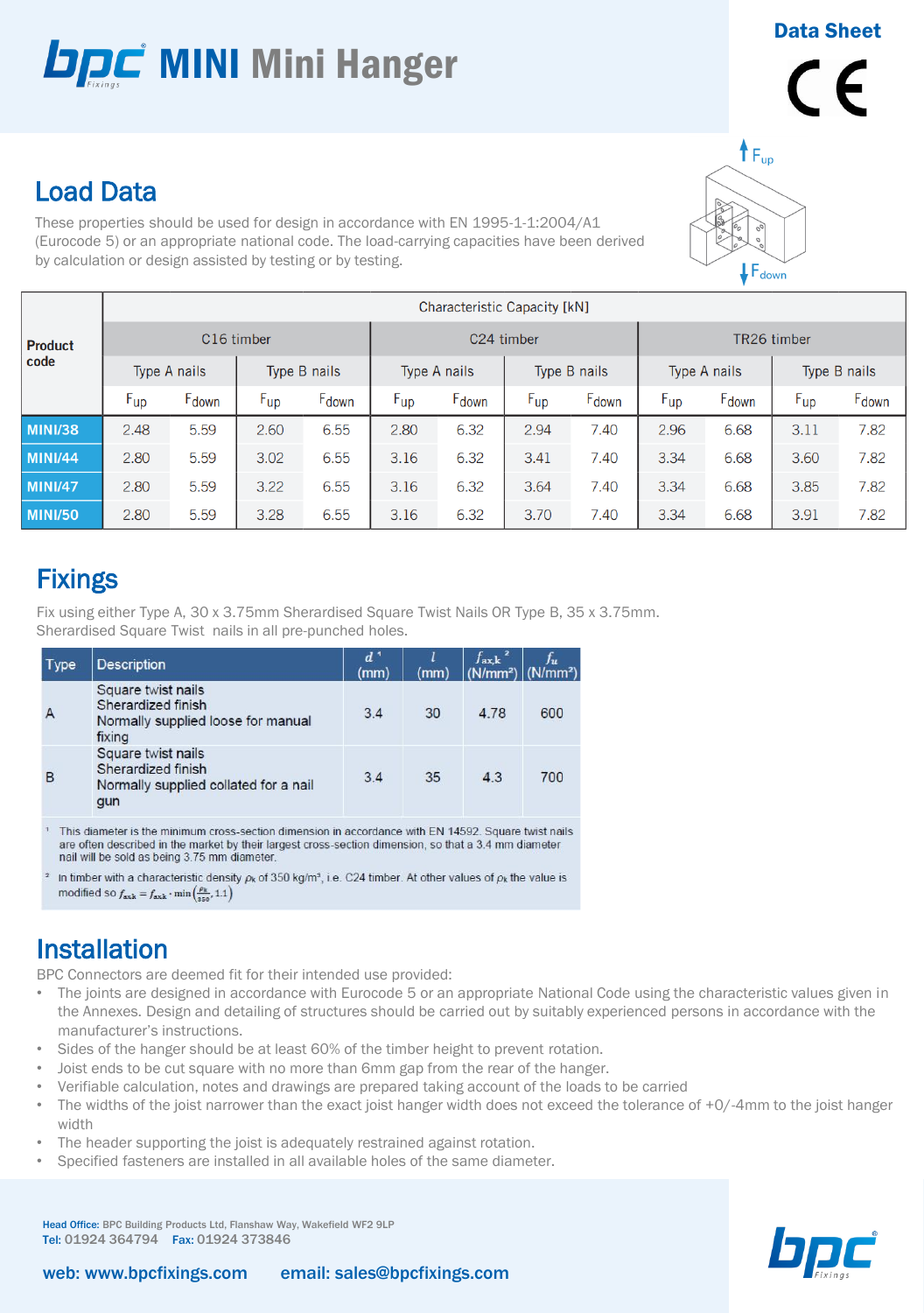# bpc MINI Mini Hanger

Data Sheet

## Load Data

These properties should be used for design in accordance with EN 1995-1-1:2004/A1 (Eurocode 5) or an appropriate national code. The load-carrying capacities have been derived by calculation or design assisted by testing or by testing.

| Product code | Characteristic Capacity [kN] | | | | | | | | | | | |
|---|---|---|---|---|---|---|---|---|---|---|---|---|
| | C16 timber | | | | C24 timber | | | | TR26 timber | | | |
| | Type A nails | | Type B nails | | Type A nails | | Type B nails | | Type A nails | | Type B nails | |
| | $F_{up}$ | $F_{down}$ | $F_{up}$ | $F_{down}$ | $F_{up}$ | $F_{down}$ | $F_{up}$ | $F_{down}$ | $F_{up}$ | $F_{down}$ | $F_{up}$ | $F_{down}$ |
| MINI/38 | 2.48 | 5.59 | 2.60 | 6.55 | 2.80 | 6.32 | 2.94 | 7.40 | 2.96 | 6.68 | 3.11 | 7.82 |
| MINI/44 | 2.80 | 5.59 | 3.02 | 6.55 | 3.16 | 6.32 | 3.41 | 7.40 | 3.34 | 6.68 | 3.60 | 7.82 |
| MINI/47 | 2.80 | 5.59 | 3.22 | 6.55 | 3.16 | 6.32 | 3.64 | 7.40 | 3.34 | 6.68 | 3.85 | 7.82 |
| MINI/50 | 2.80 | 5.59 | 3.28 | 6.55 | 3.16 | 6.32 | 3.70 | 7.40 | 3.34 | 6.68 | 3.91 | 7.82 |

## Fixings

Fix using either Type A, 30 x 3.75mm Sherardised Square Twist Nails OR Type B, 35 x 3.75mm. Sherardised Square Twist nails in all pre-punched holes.

| Type | Description | $d$ [1] (mm) | $l$ (mm) | $f_{ax,k}$ [2] (N/mm²) | $f_u$ (N/mm²) |
|---|---|---|---|---|---|
| A | Square twist nails<br>Sherardized finish<br>Normally supplied loose for manual fixing | 3.4 | 30 | 4.78 | 600 |
| B | Square twist nails<br>Sherardized finish<br>Normally supplied collated for a nail gun | 3.4 | 35 | 4.3 | 700 |

[1] This diameter is the minimum cross-section dimension in accordance with EN 14592. Square twist nails are often described in the market by their largest cross-section dimension, so that a 3.4 mm diameter nail will be sold as being 3.75 mm diameter.

[2] In timber with a characteristic density $\rho_k$ of 350 kg/m³, i.e. C24 timber. At other values of $\rho_k$ the value is modified so $f_{ax,k} = f_{ax,k} \cdot \min\left(\frac{\rho_k}{350}, 1.1\right)$

## Installation

BPC Connectors are deemed fit for their intended use provided:

- The joints are designed in accordance with Eurocode 5 or an appropriate National Code using the characteristic values given in the Annexes. Design and detailing of structures should be carried out by suitably experienced persons in accordance with the manufacturer's instructions.
- Sides of the hanger should be at least 60% of the timber height to prevent rotation.
- Joist ends to be cut square with no more than 6mm gap from the rear of the hanger.
- Verifiable calculation, notes and drawings are prepared taking account of the loads to be carried
- The widths of the joist narrower than the exact joist hanger width does not exceed the tolerance of +0/-4mm to the joist hanger width
- The header supporting the joist is adequately restrained against rotation.
- Specified fasteners are installed in all available holes of the same diameter.

Head Office: BPC Building Products Ltd, Flanshaw Way, Wakefield WF2 9LP
Tel: 01924 364794 Fax: 01924 373846

web: www.bpcfixings.com email: sales@bpcfixings.com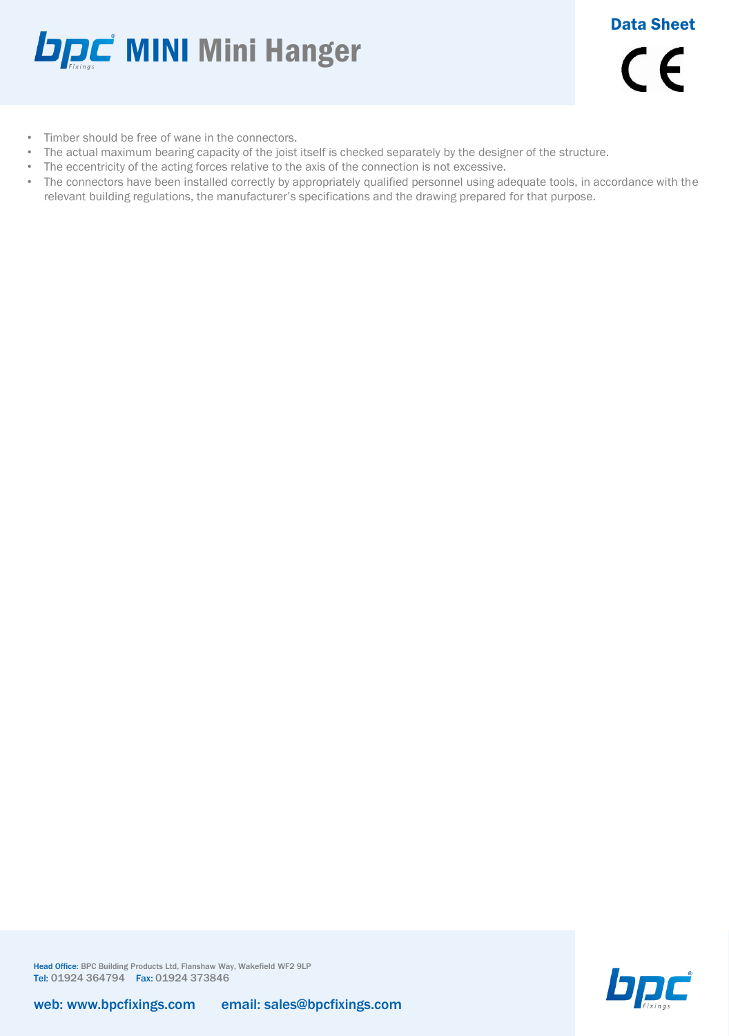- Timber should be free of wane in the connectors.
- The actual maximum bearing capacity of the joist itself is checked separately by the designer of the structure.
- The eccentricity of the acting forces relative to the axis of the connection is not excessive.
- The connectors have been installed correctly by appropriately qualified personnel using adequate tools, in accordance with the relevant building regulations, the manufacturer's specifications and the drawing prepared for that purpose.